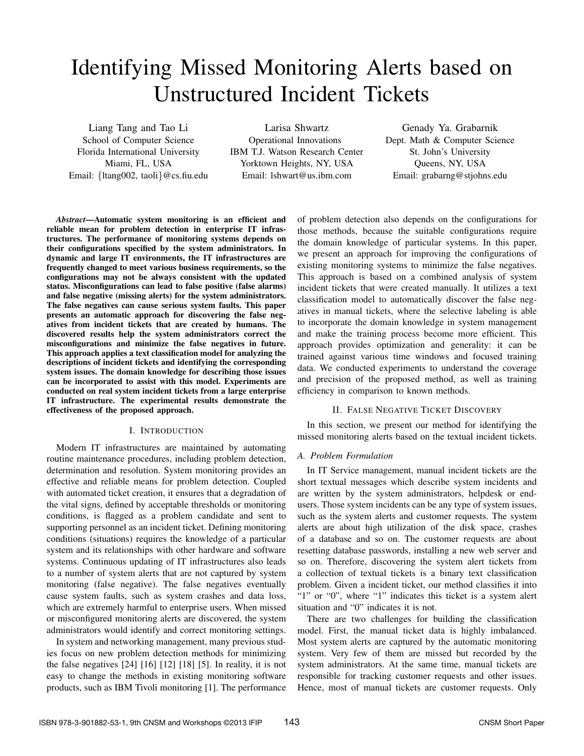# Identifying Missed Monitoring Alerts based on Unstructured Incident Tickets

Liang Tang and Tao Li
School of Computer Science
Florida International University
Miami, FL, USA
Email: {ltang002, taoli}@cs.fiu.edu

Larisa Shwartz
Operational Innovations
IBM T.J. Watson Research Center
Yorktown Heights, NY, USA
Email: lshwart@us.ibm.com

Genady Ya. Grabarnik
Dept. Math & Computer Science
St. John's University
Queens, NY, USA
Email: grabarng@stjohns.edu

***Abstract*—Automatic system monitoring is an efficient and reliable mean for problem detection in enterprise IT infrastructures. The performance of monitoring systems depends on their configurations specified by the system administrators. In dynamic and large IT environments, the IT infrastructures are frequently changed to meet various business requirements, so the configurations may not be always consistent with the updated status. Misconfigurations can lead to false positive (false alarms) and false negative (missing alerts) for the system administrators. The false negatives can cause serious system faults. This paper presents an automatic approach for discovering the false negatives from incident tickets that are created by humans. The discovered results help the system administrators correct the misconfigurations and minimize the false negatives in future. This approach applies a text classification model for analyzing the descriptions of incident tickets and identifying the corresponding system issues. The domain knowledge for describing those issues can be incorporated to assist with this model. Experiments are conducted on real system incident tickets from a large enterprise IT infrastructure. The experimental results demonstrate the effectiveness of the proposed approach.**

## I. Introduction

Modern IT infrastructures are maintained by automating routine maintenance procedures, including problem detection, determination and resolution. System monitoring provides an effective and reliable means for problem detection. Coupled with automated ticket creation, it ensures that a degradation of the vital signs, defined by acceptable thresholds or monitoring conditions, is flagged as a problem candidate and sent to supporting personnel as an incident ticket. Defining monitoring conditions (situations) requires the knowledge of a particular system and its relationships with other hardware and software systems. Continuous updating of IT infrastructures also leads to a number of system alerts that are not captured by system monitoring (false negative). The false negatives eventually cause system faults, such as system crashes and data loss, which are extremely harmful to enterprise users. When missed or misconfigured monitoring alerts are discovered, the system administrators would identify and correct monitoring settings.

In system and networking management, many previous studies focus on new problem detection methods for minimizing the false negatives [24] [16] [12] [18] [5]. In reality, it is not easy to change the methods in existing monitoring software products, such as IBM Tivoli monitoring [1]. The performance of problem detection also depends on the configurations for those methods, because the suitable configurations require the domain knowledge of particular systems. In this paper, we present an approach for improving the configurations of existing monitoring systems to minimize the false negatives. This approach is based on a combined analysis of system incident tickets that were created manually. It utilizes a text classification model to automatically discover the false negatives in manual tickets, where the selective labeling is able to incorporate the domain knowledge in system management and make the training process become more efficient. This approach provides optimization and generality: it can be trained against various time windows and focused training data. We conducted experiments to understand the coverage and precision of the proposed method, as well as training efficiency in comparison to known methods.

## II. False Negative Ticket Discovery

In this section, we present our method for identifying the missed monitoring alerts based on the textual incident tickets.

### A. Problem Formulation

In IT Service management, manual incident tickets are the short textual messages which describe system incidents and are written by the system administrators, helpdesk or end-users. Those system incidents can be any type of system issues, such as the system alerts and customer requests. The system alerts are about high utilization of the disk space, crashes of a database and so on. The customer requests are about resetting database passwords, installing a new web server and so on. Therefore, discovering the system alert tickets from a collection of textual tickets is a binary text classification problem. Given a incident ticket, our method classifies it into "1" or "0", where "1" indicates this ticket is a system alert situation and "0" indicates it is not.

There are two challenges for building the classification model. First, the manual ticket data is highly imbalanced. Most system alerts are captured by the automatic monitoring system. Very few of them are missed but recorded by the system administrators. At the same time, manual tickets are responsible for tracking customer requests and other issues. Hence, most of manual tickets are customer requests. Only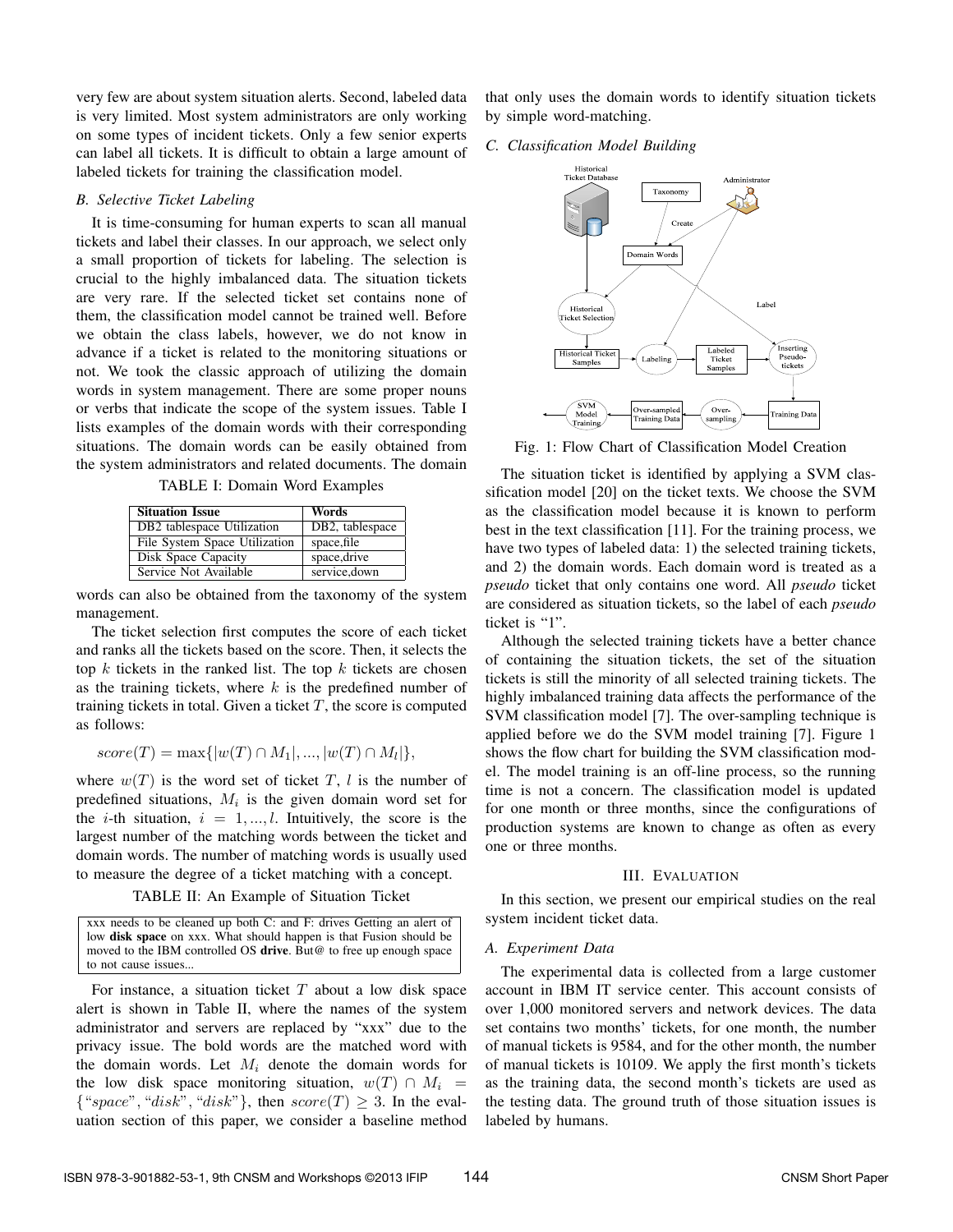very few are about system situation alerts. Second, labeled data is very limited. Most system administrators are only working on some types of incident tickets. Only a few senior experts can label all tickets. It is difficult to obtain a large amount of labeled tickets for training the classification model.

### B. Selective Ticket Labeling

It is time-consuming for human experts to scan all manual tickets and label their classes. In our approach, we select only a small proportion of tickets for labeling. The selection is crucial to the highly imbalanced data. The situation tickets are very rare. If the selected ticket set contains none of them, the classification model cannot be trained well. Before we obtain the class labels, however, we do not know in advance if a ticket is related to the monitoring situations or not. We took the classic approach of utilizing the domain words in system management. There are some proper nouns or verbs that indicate the scope of the system issues. Table I lists examples of the domain words with their corresponding situations. The domain words can be easily obtained from the system administrators and related documents. The domain words can also be obtained from the taxonomy of the system management.

TABLE I: Domain Word Examples

| Situation Issue | Words |
|---|---|
| DB2 tablespace Utilization | DB2, tablespace |
| File System Space Utilization | space,file |
| Disk Space Capacity | space,drive |
| Service Not Available | service,down |

The ticket selection first computes the score of each ticket and ranks all the tickets based on the score. Then, it selects the top $k$ tickets in the ranked list. The top $k$ tickets are chosen as the training tickets, where $k$ is the predefined number of training tickets in total. Given a ticket $T$, the score is computed as follows:

$$score(T) = \max\{|w(T) \cap M_1|, ..., |w(T) \cap M_l|\},$$

where $w(T)$ is the word set of ticket $T$, $l$ is the number of predefined situations, $M_i$ is the given domain word set for the $i$-th situation, $i = 1, ..., l$. Intuitively, the score is the largest number of the matching words between the ticket and domain words. The number of matching words is usually used to measure the degree of a ticket matching with a concept.

TABLE II: An Example of Situation Ticket

| |
|---|
| xxx needs to be cleaned up both C: and F: drives Getting an alert of low **disk space** on xxx. What should happen is that Fusion should be moved to the IBM controlled OS **drive**. But@ to free up enough space to not cause issues... |

For instance, a situation ticket $T$ about a low disk space alert is shown in Table II, where the names of the system administrator and servers are replaced by "xxx" due to the privacy issue. The bold words are the matched word with the domain words. Let $M_i$ denote the domain words for the low disk space monitoring situation, $w(T) \cap M_i = \{\text{"}space\text{"}, \text{"}disk\text{"}, \text{"}disk\text{"}\}$, then $score(T) \geq 3$. In the evaluation section of this paper, we consider a baseline method that only uses the domain words to identify situation tickets by simple word-matching.

### C. Classification Model Building

Fig. 1: Flow Chart of Classification Model Creation

The situation ticket is identified by applying a SVM classification model [20] on the ticket texts. We choose the SVM as the classification model because it is known to perform best in the text classification [11]. For the training process, we have two types of labeled data: 1) the selected training tickets, and 2) the domain words. Each domain word is treated as a *pseudo* ticket that only contains one word. All *pseudo* ticket are considered as situation tickets, so the label of each *pseudo* ticket is "1".

Although the selected training tickets have a better chance of containing the situation tickets, the set of the situation tickets is still the minority of all selected training tickets. The highly imbalanced training data affects the performance of the SVM classification model [7]. The over-sampling technique is applied before we do the SVM model training [7]. Figure 1 shows the flow chart for building the SVM classification model. The model training is an off-line process, so the running time is not a concern. The classification model is updated for one month or three months, since the configurations of production systems are known to change as often as every one or three months.

## III. Evaluation

In this section, we present our empirical studies on the real system incident ticket data.

### A. Experiment Data

The experimental data is collected from a large customer account in IBM IT service center. This account consists of over 1,000 monitored servers and network devices. The data set contains two months' tickets, for one month, the number of manual tickets is 9584, and for the other month, the number of manual tickets is 10109. We apply the first month's tickets as the training data, the second month's tickets are used as the testing data. The ground truth of those situation issues is labeled by humans.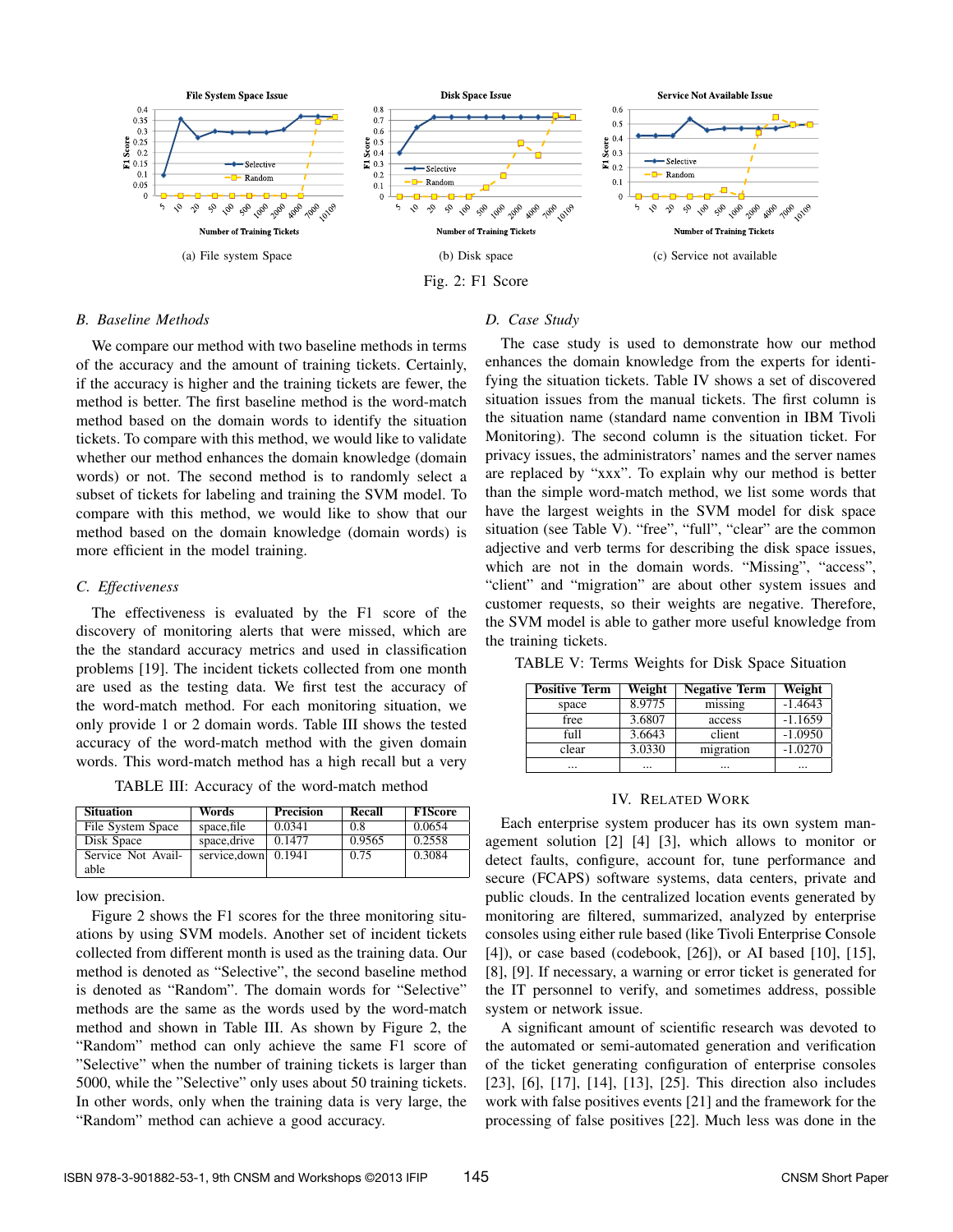Fig. 2: F1 Score

(a) File system Space

(b) Disk space

(c) Service not available

### B. Baseline Methods

We compare our method with two baseline methods in terms of the accuracy and the amount of training tickets. Certainly, if the accuracy is higher and the training tickets are fewer, the method is better. The first baseline method is the word-match method based on the domain words to identify the situation tickets. To compare with this method, we would like to validate whether our method enhances the domain knowledge (domain words) or not. The second method is to randomly select a subset of tickets for labeling and training the SVM model. To compare with this method, we would like to show that our method based on the domain knowledge (domain words) is more efficient in the model training.

### C. Effectiveness

The effectiveness is evaluated by the F1 score of the discovery of monitoring alerts that were missed, which are the the standard accuracy metrics and used in classification problems [19]. The incident tickets collected from one month are used as the testing data. We first test the accuracy of the word-match method. For each monitoring situation, we only provide 1 or 2 domain words. Table III shows the tested accuracy of the word-match method with the given domain words. This word-match method has a high recall but a very low precision.

TABLE III: Accuracy of the word-match method

| Situation | Words | Precision | Recall | F1Score |
|---|---|---|---|---|
| File System Space | space,file | 0.0341 | 0.8 | 0.0654 |
| Disk Space | space,drive | 0.1477 | 0.9565 | 0.2558 |
| Service Not Available | service,down | 0.1941 | 0.75 | 0.3084 |

Figure 2 shows the F1 scores for the three monitoring situations by using SVM models. Another set of incident tickets collected from different month is used as the training data. Our method is denoted as "Selective", the second baseline method is denoted as "Random". The domain words for "Selective" methods are the same as the words used by the word-match method and shown in Table III. As shown by Figure 2, the "Random" method can only achieve the same F1 score of "Selective" when the number of training tickets is larger than 5000, while the "Selective" only uses about 50 training tickets. In other words, only when the training data is very large, the "Random" method can achieve a good accuracy.

### D. Case Study

The case study is used to demonstrate how our method enhances the domain knowledge from the experts for identifying the situation tickets. Table IV shows a set of discovered situation issues from the manual tickets. The first column is the situation name (standard name convention in IBM Tivoli Monitoring). The second column is the situation ticket. For privacy issues, the administrators' names and the server names are replaced by "xxx". To explain why our method is better than the simple word-match method, we list some words that have the largest weights in the SVM model for disk space situation (see Table V). "free", "full", "clear" are the common adjective and verb terms for describing the disk space issues, which are not in the domain words. "Missing", "access", "client" and "migration" are about other system issues and customer requests, so their weights are negative. Therefore, the SVM model is able to gather more useful knowledge from the training tickets.

TABLE V: Terms Weights for Disk Space Situation

| Positive Term | Weight | Negative Term | Weight |
|---|---|---|---|
| space | 8.9775 | missing | -1.4643 |
| free | 3.6807 | access | -1.1659 |
| full | 3.6643 | client | -1.0950 |
| clear | 3.0330 | migration | -1.0270 |
| ... | ... | ... | ... |

## IV. Related Work

Each enterprise system producer has its own system management solution [2] [4] [3], which allows to monitor or detect faults, configure, account for, tune performance and secure (FCAPS) software systems, data centers, private and public clouds. In the centralized location events generated by monitoring are filtered, summarized, analyzed by enterprise consoles using either rule based (like Tivoli Enterprise Console [4]), or case based (codebook, [26]), or AI based [10], [15], [8], [9]. If necessary, a warning or error ticket is generated for the IT personnel to verify, and sometimes address, possible system or network issue.

A significant amount of scientific research was devoted to the automated or semi-automated generation and verification of the ticket generating configuration of enterprise consoles [23], [6], [17], [14], [13], [25]. This direction also includes work with false positives events [21] and the framework for the processing of false positives [22]. Much less was done in the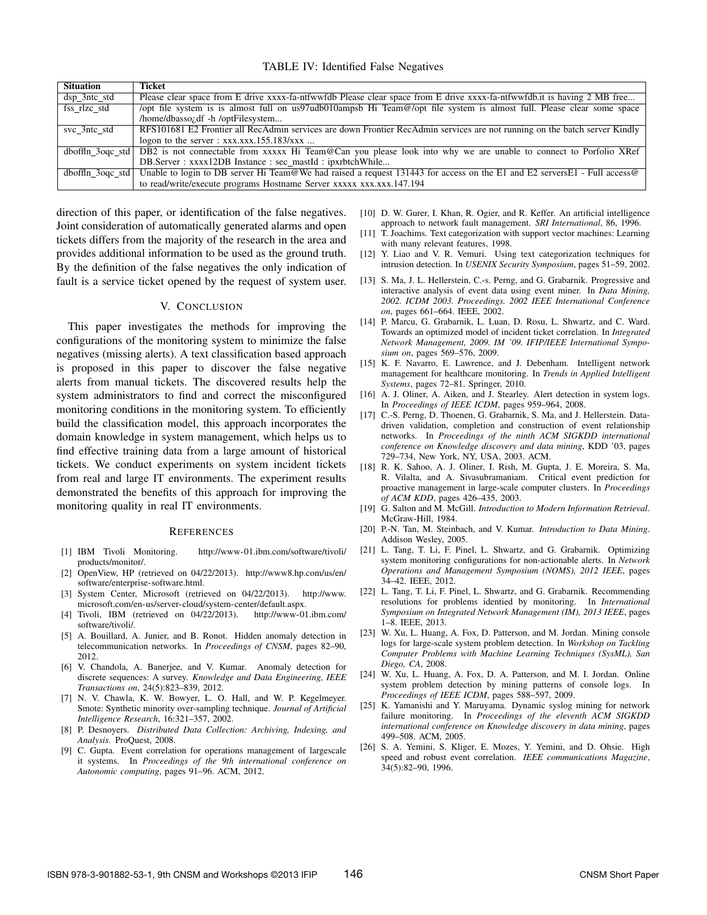TABLE IV: Identified False Negatives

| Situation | Ticket |
|---|---|
| dsp_3ntc_std | Please clear space from E drive xxxx-fa-ntfwwfdb Please clear space from E drive xxxx-fa-ntfwwfdb.it is having 2 MB free... |
| fss_rlzc_std | /opt file system is is almost full on us97udb010ampsb Hi Team@/opt file system is almost full. Please clear some space /home/dbasso¿df -h /optFilesystem... |
| svc_3ntc_std | RFS101681 E2 Frontier all RecAdmin services are down Frontier RecAdmin services are not running on the batch server Kindly logon to the server : xxx.xxx.155.183/xxx ... |
| dboffln_3oqc_std | DB2 is not connectable from xxxxx Hi Team@Can you please look into why we are unable to connect to Porfolio XRef DB.Server : xxxx12DB Instance : sec_mastId : ipxrbtchWhile... |
| dboffln_3oqc_std | Unable to login to DB server Hi Team@We had raised a request 131443 for access on the E1 and E2 serversE1 - Full access@ to read/write/execute programs Hostname Server xxxxx xxx.xxx.147.194 |

direction of this paper, or identification of the false negatives. Joint consideration of automatically generated alarms and open tickets differs from the majority of the research in the area and provides additional information to be used as the ground truth. By the definition of the false negatives the only indication of fault is a service ticket opened by the request of system user.

## V. Conclusion

This paper investigates the methods for improving the configurations of the monitoring system to minimize the false negatives (missing alerts). A text classification based approach is proposed in this paper to discover the false negative alerts from manual tickets. The discovered results help the system administrators to find and correct the misconfigured monitoring conditions in the monitoring system. To efficiently build the classification model, this approach incorporates the domain knowledge in system management, which helps us to find effective training data from a large amount of historical tickets. We conduct experiments on system incident tickets from real and large IT environments. The experiment results demonstrated the benefits of this approach for improving the monitoring quality in real IT environments.

## References

[1] IBM Tivoli Monitoring. http://www-01.ibm.com/software/tivoli/products/monitor/.

[2] OpenView, HP (retrieved on 04/22/2013). http://www8.hp.com/us/en/software/enterprise-software.html.

[3] System Center, Microsoft (retrieved on 04/22/2013). http://www.microsoft.com/en-us/server-cloud/system-center/default.aspx.

[4] Tivoli, IBM (retrieved on 04/22/2013). http://www-01.ibm.com/software/tivoli/.

[5] A. Bouillard, A. Junier, and B. Ronot. Hidden anomaly detection in telecommunication networks. In *Proceedings of CNSM*, pages 82–90, 2012.

[6] V. Chandola, A. Banerjee, and V. Kumar. Anomaly detection for discrete sequences: A survey. *Knowledge and Data Engineering, IEEE Transactions on*, 24(5):823–839, 2012.

[7] N. V. Chawla, K. W. Bowyer, L. O. Hall, and W. P. Kegelmeyer. Smote: Synthetic minority over-sampling technique. *Journal of Artificial Intelligence Research*, 16:321–357, 2002.

[8] P. Desnoyers. *Distributed Data Collection: Archiving, Indexing, and Analysis*. ProQuest, 2008.

[9] C. Gupta. Event correlation for operations management of largescale it systems. In *Proceedings of the 9th international conference on Autonomic computing*, pages 91–96. ACM, 2012.

[10] D. W. Gurer, I. Khan, R. Ogier, and R. Keffer. An artificial intelligence approach to network fault management. *SRI International*, 86, 1996.

[11] T. Joachims. Text categorization with support vector machines: Learning with many relevant features, 1998.

[12] Y. Liao and V. R. Vemuri. Using text categorization techniques for intrusion detection. In *USENIX Security Symposium*, pages 51–59, 2002.

[13] S. Ma, J. L. Hellerstein, C.-s. Perng, and G. Grabarnik. Progressive and interactive analysis of event data using event miner. In *Data Mining, 2002. ICDM 2003. Proceedings. 2002 IEEE International Conference on*, pages 661–664. IEEE, 2002.

[14] P. Marcu, G. Grabarnik, L. Luan, D. Rosu, L. Shwartz, and C. Ward. Towards an optimized model of incident ticket correlation. In *Integrated Network Management, 2009. IM '09. IFIP/IEEE International Symposium on*, pages 569–576, 2009.

[15] K. F. Navarro, E. Lawrence, and J. Debenham. Intelligent network management for healthcare monitoring. In *Trends in Applied Intelligent Systems*, pages 72–81. Springer, 2010.

[16] A. J. Oliner, A. Aiken, and J. Stearley. Alert detection in system logs. In *Proceedings of IEEE ICDM*, pages 959–964, 2008.

[17] C.-S. Perng, D. Thoenen, G. Grabarnik, S. Ma, and J. Hellerstein. Data-driven validation, completion and construction of event relationship networks. In *Proceedings of the ninth ACM SIGKDD international conference on Knowledge discovery and data mining*, KDD '03, pages 729–734, New York, NY, USA, 2003. ACM.

[18] R. K. Sahoo, A. J. Oliner, I. Rish, M. Gupta, J. E. Moreira, S. Ma, R. Vilalta, and A. Sivasubramaniam. Critical event prediction for proactive management in large-scale computer clusters. In *Proceedings of ACM KDD*, pages 426–435, 2003.

[19] G. Salton and M. McGill. *Introduction to Modern Information Retrieval*. McGraw-Hill, 1984.

[20] P.-N. Tan, M. Steinbach, and V. Kumar. *Introduction to Data Mining*. Addison Wesley, 2005.

[21] L. Tang, T. Li, F. Pinel, L. Shwartz, and G. Grabarnik. Optimizing system monitoring configurations for non-actionable alerts. In *Network Operations and Management Symposium (NOMS), 2012 IEEE*, pages 34–42. IEEE, 2012.

[22] L. Tang, T. Li, F. Pinel, L. Shwartz, and G. Grabarnik. Recommending resolutions for problems identied by monitoring. In *International Symposium on Integrated Network Management (IM), 2013 IEEE*, pages 1–8. IEEE, 2013.

[23] W. Xu, L. Huang, A. Fox, D. Patterson, and M. Jordan. Mining console logs for large-scale system problem detection. In *Workshop on Tackling Computer Problems with Machine Learning Techniques (SysML), San Diego, CA*, 2008.

[24] W. Xu, L. Huang, A. Fox, D. A. Patterson, and M. I. Jordan. Online system problem detection by mining patterns of console logs. In *Proceedings of IEEE ICDM*, pages 588–597, 2009.

[25] K. Yamanishi and Y. Maruyama. Dynamic syslog mining for network failure monitoring. In *Proceedings of the eleventh ACM SIGKDD international conference on Knowledge discovery in data mining*, pages 499–508. ACM, 2005.

[26] S. A. Yemini, S. Kliger, E. Mozes, Y. Yemini, and D. Ohsie. High speed and robust event correlation. *IEEE communications Magazine*, 34(5):82–90, 1996.